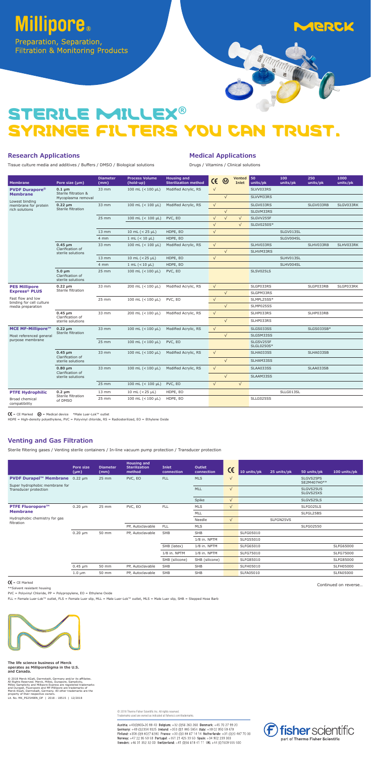# Millipore®

Preparation, Separation, Filtration & Monitoring Products

MERCK

# Sterile Millex® Syringe Filters You Can Trust.

## Research Applications

Tissue culture media and additives / Buffers / DMSO / Biological solutions

## Medical Applications

Drugs / Vitamins / Clinical solutions

| Membrane | Pore size (µm) | Diameter (mm) | Process Volume (hold-up) | Housing and Sterilization method | CE | M | Vented Inlet | 50 units/pk | 100 units/pk | 250 units/pk | 1000 units/pk |
|---|---|---|---|---|---|---|---|---|---|---|---|
| **PVDF Durapore® Membrane** Lowest binding membrane for protein rich solutions | 0.1 µm Sterile filtration & Mycoplasma removal | 33 mm | 100 mL (< 100 µL) | Modified Acrylic, RS | √ | | | SLVV033RS | | | |
| | | | | | | √ | | SLVVM33RS | | | |
| | 0.22 µm Sterile filtration | 33 mm | 100 mL (< 100 µL) | Modified Acrylic, RS | √ | | | SLGV033RS | | SLGV033RB | SLGV033RK |
| | | | | | | √ | | SLGVM33RS | | | |
| | | 25 mm | 100 mL (< 100 µL) | PVC, EO | √ | √ | √ | SLGVV255F | | | |
| | | | | | √ | | √ | SLGV0250S* | | | |
| | | 13 mm | 10 mL (< 25 µL) | HDPE, EO | √ | | | | SLGV013SL | | |
| | | 4 mm | 1 mL (< 10 µL) | HDPE, EO | | | | | SLGV004SL | | |
| | 0.45 µm Clarification of sterile solutions | 33 mm | 100 mL (< 100 µL) | Modified Acrylic, RS | √ | | | SLHV033RS | | SLHV033RB | SLHV033RK |
| | | | | | | √ | | SLHVM33RS | | | |
| | | 13 mm | 10 mL (< 25 µL) | HDPE, EO | √ | | | | SLHV013SL | | |
| | | 4 mm | 1 mL (< 10 µL) | HDPE, EO | | | | | SLHV004SL | | |
| | 5.0 µm Clarification of sterile solutions | 25 mm | 100 mL (< 100 µL) | PVC, EO | | | | SLSV025LS | | | |
| **PES Millipore Express® PLUS** Fast flow and low binding for cell culture media preparation | 0.22 µm Sterile filtration | 33 mm | 200 mL (< 100 µL) | Modified Acrylic, RS | √ | | | SLGP033RS | | SLGP033RB | SLGP033RK |
| | | | | | | √ | | SLGPM33RS | | | |
| | | 25 mm | 100 mL (< 100 µL) | PVC, EO | √ | | | SLMPL25SS* | | | |
| | | | | | | √ | | SLMP025SS | | | |
| | 0.45 µm Clarification of sterile solutions | 33 mm | 200 mL (< 100 µL) | Modified Acrylic, RS | √ | | | SLHP033RS | | SLHP033RB | |
| | | | | | | √ | | SLHP033RS | | | |
| **MCE MF-Millipore™** Most referenced general purpose membrane | 0.22 µm Sterile filtration | 33 mm | 100 mL (< 100 µL) | Modified Acrylic, RS | √ | | | SLGS033SS | | SLGS033SB* | |
| | | | | | | √ | | SLGSM33SS | | | |
| | | 25 mm | 100 mL (< 100 µL) | PVC, EO | | | | SLGSV255F SLGL0250S* | | | |
| | 0.45 µm Clarification of sterile solutions | 33 mm | 100 mL (< 100 µL) | Modified Acrylic, RS | √ | | | SLHA033SS | | SLHA033SB | |
| | | | | | | √ | | SLHAM33SS | | | |
| | 0.80 µm Clarification of sterile solutions | 33 mm | 100 mL (< 100 µL) | Modified Acrylic, RS | √ | | | SLAA033SS | | SLAA033SB | |
| | | | | | | √ | | SLAAM33SS | | | |
| | | 25 mm | 100 mL (< 100 µL) | PVC, EO | √ | | √ | | | | |
| **PTFE Hydrophilic** Broad chemical compatibility | 0.2 µm Sterile filtration of DMSO | 13 mm | 10 mL (< 25 µL) | HDPE, EO | | | | | SLLG013SL | | |
| | | 25 mm | 100 mL (< 100 µL) | HDPE, EO | | | | SLLG025SS | | | |

CE = CE Marked   M = Medical device   *Male Luer-Lok™ outlet

HDPE = High-density polyethylene, PVC = Polyvinyl chloride, RS = Radiosterilized, EO = Ethylene Oxide

## Venting and Gas Filtration

Sterile filtering gases / Venting sterile containers / In-line vacuum pump protection / Transducer protection

| | Pore size (µm) | Diameter (mm) | Housing and Sterilization method | Inlet connection | Outlet connection | CE | 10 units/pk | 25 units/pk | 50 units/pk | 100 units/pk |
|---|---|---|---|---|---|---|---|---|---|---|
| **PVDF Durapel™ Membrane** Super hydrophobic membrane for Transducer protection | 0.22 µm | 25 mm | PVC, EO | FLL | MLS | √ | | | SLGVS25PS SE2M407H0** | |
| | | | | | MLL | √ | | | SLGVS25US SLGVS25XS | |
| | | | | | Spike | √ | | | SLGVS25LS | |
| **PTFE Fluoropore™ Membrane** Hydrophobic chemistry for gas filtration | 0.20 µm | 25 mm | PVC, EO | FLL | MLS | √ | | | SLFG025LS | |
| | | | | | MLL | | | | SLFGL25BS | |
| | | | | | Needle | √ | | SLFGN25VS | | |
| | | | PP, Autoclavable | FLL | MLS | | | | SLFG02550 | |
| | 0.20 µm | 50 mm | PP, Autoclavable | SHB | SHB | | SLFG05010 | | | |
| | | | | | 1/8 in. NPTM | | SLFG55010 | | | |
| | | | | SHB (latex) | 1/8 in. NPTM | | SLFG65010 | | | SLFG65000 |
| | | | | 1/8 in. NPTM | 1/8 in. NPTM | | SLFG75010 | | | SLFG75000 |
| | | | | SHB (silicone) | SHB (silicone) | | SLFG85010 | | | SLFG85000 |
| | 0.45 µm | 50 mm | PP, Autoclavable | SHB | SHB | | SLFH05010 | | | SLFH05000 |
| | 1.0 µm | 50 mm | PP, Autoclavable | SHB | SHB | | SLFA05010 | | | SLFA05000 |

CE = CE Marked

**Solvent resistant housing

PVC = Polyvinyl Chloride, PP = Polypropylene, EO = Ethylene Oxide

FLL = Female Luer-Lok™ outlet, FLS = Female Luer slip, MLL = Male Luer-Lok™ outlet, MLS = Male Luer slip, SHB = Stepped Hose Barb

Continued on reverse...

**The life science business of Merck operates as MilliporeSigma in the U.S. and Canada.**

© 2018 Merck KGaA, Darmstadt, Germany and/or its affiliates. All Rights Reserved. Merck, Millex, Durapore, Simplicity, Millex Simplicity and Millipore Express are registered trademarks and Durapel, Fluoropore and MF-Millipore are trademarks of Merck KGaA, Darmstadt, Germany. All other trademarks are the property of their respective owners.
Lit. No. MK_PS2549EN_DP | 2018 - 18515 | 12/2018

© 2018 Thermo Fisher Scientific Inc. All rights reserved.
Trademarks used are owned as indicated at fishersci.com/trademarks.

Austria: +43(0)800-20 88 40 Belgium: +32 (0)56 260 260 Denmark: +45 70 27 99 20
Germany: +49 (0)2304 9325 Ireland: +353 (0)1 885 5854 Italy: +39 02 950 59 478
Finland: +358 (0)9 8027 6280 France: +33 (0)3 88 67 14 14 Netherlands: +31 (0)20 487 70 00
Norway: +47 22 95 59 59 Portugal: +351 21 425 33 50 Spain: +34 902 239 303
Sweden: +46 31 352 32 00 Switzerland: +41 (0)56 618 41 11 UK: +44 (0)1509 555 500

fisher scientific — part of Thermo Fisher Scientific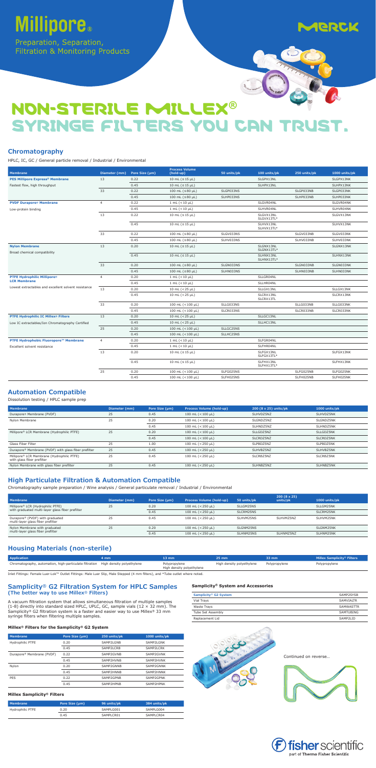# Millipore®

Preparation, Separation,
Filtration & Monitoring Products

# NON-STERILE MILLEX® SYRINGE FILTERS YOU CAN TRUST.

## Chromatography

HPLC, IC, GC / General particle removal / Industrial / Environmental

| Membrane | Diameter (mm) | Pore Size (µm) | Process Volume (hold-up) | 50 units/pk | 100 units/pk | 250 units/pk | 1000 units/pk |
|---|---|---|---|---|---|---|---|
| **PES Millipore Express® Membrane** | 13 | 0.22 | 10 mL (≤15 µL) | | SLGPX13NL | | SLGPX13NK |
| Fastest flow, high throughput | | 0.45 | 10 mL (≤15 µL) | | SLHPX13NL | | SLHPX13NK |
| | 33 | 0.22 | 100 mL (≤80 µL) | SLGP033NS | | SLGP033NB | SLGP033NK |
| | | 0.45 | 100 mL (≤80 µL) | SLHP033NS | | SLHP033NB | SLHP033NK |
| **PVDF Durapore® Membrane** | 4 | 0.22 | 1 mL (<10 µL) | | SLGVR04NL | | SLGVR04NK |
| Low-protein binding | | 0.45 | 1 mL (<10 µL) | | SLHVR04NL | | SLHVR04NK |
| | 13 | 0.22 | 10 mL (≤15 µL) | | SLGVX13NL SLGVX13TL* | | SLGVX13NK |
| | | 0.45 | 10 mL (≤15 µL) | | SLHVX13NL SLHVX13TL* | | SLHVX13NK |
| | 33 | 0.22 | 100 mL (≤80 µL) | SLGV033NS | | SLGV033NB | SLGV033NK |
| | | 0.45 | 100 mL (≤80 µL) | SLHV033NS | | SLHV033NB | SLHV033NK |
| **Nylon Membrane** | 13 | 0.20 | 10 mL (≤15 µL) | | SLGNX13NL SLGNX13TL* | | SLGNX13NK |
| Broad chemical compatibility | | 0.45 | 10 mL (≤15 µL) | | SLHNX13NL SLHNX13TL* | | SLHNX13NK |
| | 33 | 0.20 | 100 mL (≤80 µL) | SLGN033NS | | SLGN033NB | SLGN033NK |
| | | 0.45 | 100 mL (≤80 µL) | SLHN033NS | | SLHN033NB | SLHN033NK |
| **PTFE Hydrophilic Millipore® LCR Membrane** | 4 | 0.20 | 1 mL (<10 µL) | | SLLGR04NL | | |
| Lowest extractables and excellent solvent resistance | | 0.45 | 1 mL (<10 µL) | | SLLHR04NL | | |
| | 13 | 0.20 | 10 mL (<25 µL) | | SLLGX13NL | | SLLGX13NK |
| | | 0.45 | 10 mL (<25 µL) | | SLCRX13NL SLCRX13TL | | SLCRX13NK |
| | 33 | 0.20 | 100 mL (<100 µL) | SLLG033NS | | SLLG033NB | SLLG033NK |
| | | 0.45 | 100 mL (<100 µL) | SLCR033NS | | SLCR033NB | SLCR033NK |
| **PTFE Hydrophilic IC Millex® Filters** | 13 | 0.20 | 10 mL (<25 µL) | | SLLGC13NL | | |
| Low IC extractables/Ion Chromatography Certified | | 0.45 | 10 mL (<25 µL) | | SLLHC13NL | | |
| | 25 | 0.20 | 100 mL (<100 µL) | SLLGC25NS | | | |
| | | 0.45 | 100 mL (<100 µL) | SLLHC25NS | | | |
| **PTFE Hydrophobic Fluoropore™ Membrane** | 4 | 0.20 | 1 mL (<10 µL) | | SLFGR04NL | | |
| Excellent solvent resistance | | 0.45 | 1 mL (<10 µL) | | SLFHR04NL | | |
| | 13 | 0.20 | 10 mL (≤15 µL) | | SLFGX13NL SLFGX13TL* | | SLFGX13NK |
| | | 0.45 | 10 mL (≤15 µL) | | SLFHX13NL SLFHX13TL* | | SLFHX13NK |
| | 25 | 0.20 | 100 mL (<100 µL) | SLFG025NS | | SLFG025NB | SLFG025NK |
| | | 0.45 | 100 mL (<100 µL) | SLFH025NS | | SLFH025NB | SLFH025NK |

## Automation Compatible

Dissolution testing / HPLC sample prep

| Membrane | Diameter (mm) | Pore Size (µm) | Process Volume (hold-up) | 200 (8 x 25) units/pk | 1000 units/pk |
|---|---|---|---|---|---|
| Durapore® Membrane (PVDF) | 25 | 0.45 | 100 mL (<100 µL) | SLHVDZ5NZ | SLHVDZ5NK |
| Nylon Membrane | 25 | 0.20 | 100 mL (<100 µL) | SLGNDZ5NZ | SLGNDZ5NK |
| | | 0.45 | 100 mL (<100 µL) | SLHNDZ5NZ | SLHNDZ5NK |
| Millipore® LCR Membrane (Hydrophilic PTFE) | 25 | 0.20 | 100 mL (<100 µL) | SLLGDZ5NZ | SLLGDZ5NK |
| | | 0.45 | 100 mL (<100 µL) | SLCRDZ5NZ | SLCRDZ5NK |
| Glass Fiber Filter | 25 | 1.00 | 100 mL (<250 µL) | SLPBDZ5NZ | SLPBDZ5NK |
| Durapore® Membrane (PVDF) with glass fiber prefilter | 25 | 0.45 | 100 mL (<250 µL) | SLHVBZ5NZ | SLHVBZ5NK |
| Millipore® LCR Membrane (Hydrophilic PTFE) with glass fiber prefilter | 25 | 0.45 | 100 mL (<250 µL) | SLCRBZ5NZ | SLCRBZ5NK |
| Nylon Membrane with glass fiber prefilter | 25 | 0.45 | 100 mL (<250 µL) | SLHNBZ5NZ | SLHNBZ5NK |

## High Particulate Filtration & Automation Compatible

Chromatography sample preparation / Wine analysis / General particulate removal / Industrial / Environmental

| Membrane | Diameter (mm) | Pore Size (µm) | Process Volume (hold-up) | 50 units/pk | 200 (8 x 25) units/pk | 1000 units/pk |
|---|---|---|---|---|---|---|
| Millipore® LCR (Hydrophilic PTFE) with graduated multi-layer glass fiber prefilter | 25 | 0.20 | 100 mL (<250 µL) | SLLGM25NS | | SLLGM25NK |
| | | 0.45 | 100 mL (<250 µL) | SLCRM25NS | | SLCRM25NK |
| Durapore® (PVDF) with graduated multi-layer glass fiber prefilter | 25 | 0.45 | 100 mL (<250 µL) | SLHVM25NS | SLHVMZ5NZ | SLHVM25NK |
| Nylon Membrane with graduated multi-layer glass fiber prefilter | 25 | 0.20 | 100 mL (<250 µL) | SLGNM25NS | | SLGNM25NK |
| | | 0.45 | 100 mL (<250 µL) | SLHNM25NS | SLHNMZ5NZ | SLHNM25NK |

## Housing Materials (non-sterile)

| Application | 4 mm | 13 mm | 25 mm | 33 mm | Millex Samplicity® Filters |
|---|---|---|---|---|---|
| Chromatography, automation, high-particulate filtration | High density polyethylene | Polypropylene High density polyethylene | High density polyethylene | Polypropylene | Polypropylene |

Inlet Fittings: Female Luer-Lok™ Outlet Fittings: Male Luer Slip, Male Stepped (4 mm filters), and *Tube outlet where noted.

## Samplicity® G2 Filtration System for HPLC Samples (The better way to use Millex® Filters)

A vacuum filtration system that allows simultaneous filtration of multiple samples (1-8) directly into standard sized HPLC, UPLC, GC, sample vials (12 × 32 mm). The Samplicity® G2 filtration system is a faster and easier way to use Millex® 33 mm syringe filters when filtering multiple samples.

### Millex® Filters for the Samplicity® G2 System

| Membrane | Pore Size (µm) | 250 units/pk | 1000 units/pk |
|---|---|---|---|
| Hydrophilic PTFE | 0.20 | SAMP2LGNB | SAMP2LGNK |
| | 0.45 | SAMP2LCRB | SAMP2LCRK |
| Durapore® Membrane (PVDF) | 0.22 | SAMP2GVNB | SAMP2GVNK |
| | 0.45 | SAMP2HVNB | SAMP2HVNK |
| Nylon | 0.20 | SAMP2GNNB | SAMP2GNNK |
| | 0.45 | SAMP2HNNB | SAMP2HNNK |
| PES | 0.22 | SAMP2GPNB | SAMP2GPNK |
| | 0.45 | SAMP2HPNB | SAMP2HPNK |

### Millex Samplicity® Filters

| Membrane | Pore Size (µm) | 96 units/pk | 384 units/pk |
|---|---|---|---|
| Hydrophilic PTFE | 0.20 | SAMPLG001 | SAMPLG004 |
| | 0.45 | SAMPLCR01 | SAMPLCR04 |

### Samplicity® System and Accessories

| | |
|---|---|
| Samplicity® G2 System | SAMP2SYSB |
| Vial Trays | SAMVIALTR |
| Waste Trays | SAMWASTTR |
| Tube Set Assembly | SAMTUBING |
| Replacement Lid | SAMP2LID |

Continued on reverse...